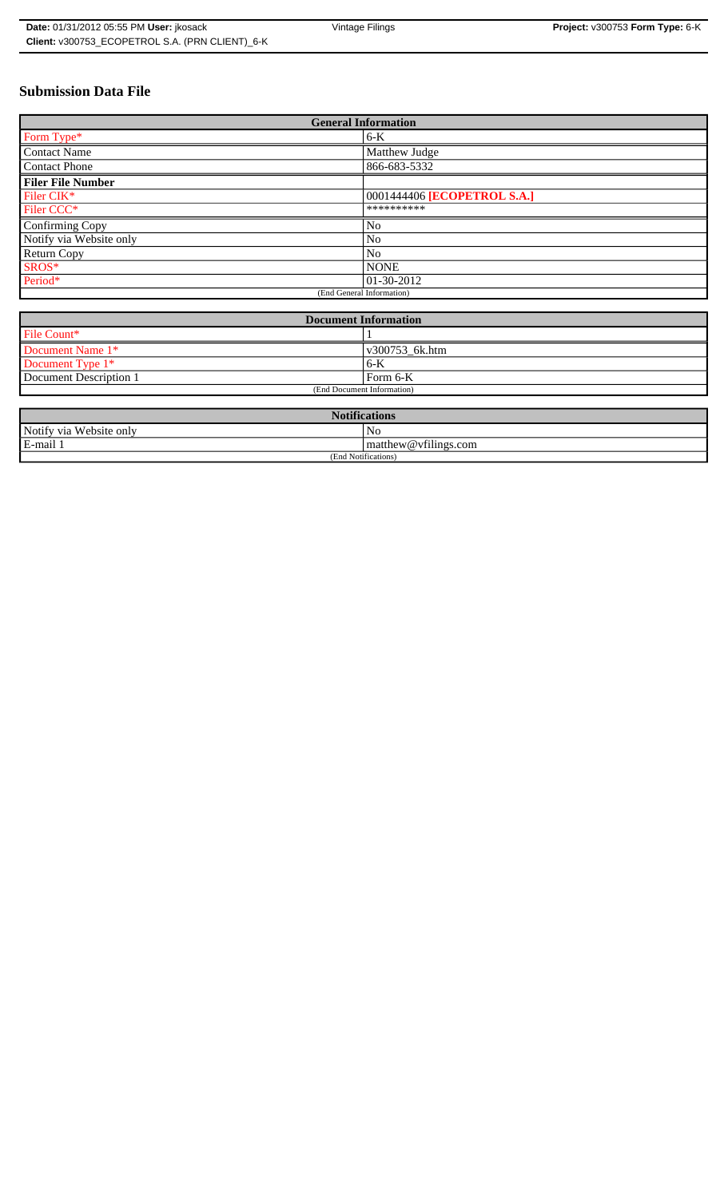# Submission Data File

| General Information | |
|---|---|
| Form Type* | 6-K |
| Contact Name | Matthew Judge |
| Contact Phone | 866-683-5332 |
| **Filer File Number** | |
| Filer CIK* | 0001444406 **[ECOPETROL S.A.]** |
| Filer CCC* | ********** |
| Confirming Copy | No |
| Notify via Website only | No |
| Return Copy | No |
| SROS* | NONE |
| Period* | 01-30-2012 |
| (End General Information) | |

| Document Information | |
|---|---|
| File Count* | 1 |
| Document Name 1* | v300753_6k.htm |
| Document Type 1* | 6-K |
| Document Description 1 | Form 6-K |
| (End Document Information) | |

| Notifications | |
|---|---|
| Notify via Website only | No |
| E-mail 1 | matthew@vfilings.com |
| (End Notifications) | |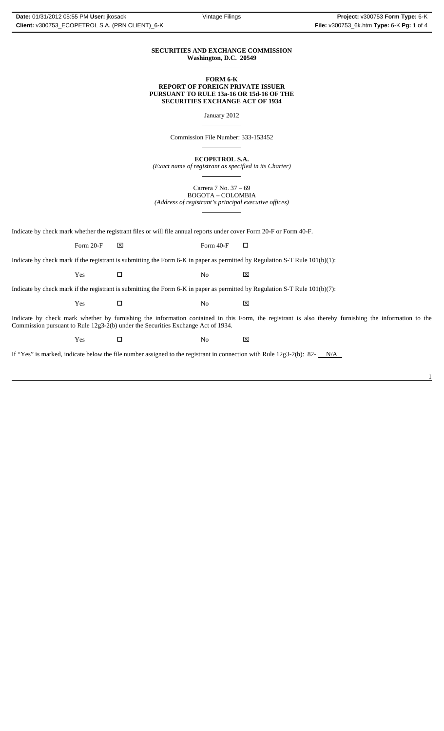**SECURITIES AND EXCHANGE COMMISSION**
**Washington, D.C. 20549**

**FORM 6-K**
**REPORT OF FOREIGN PRIVATE ISSUER**
**PURSUANT TO RULE 13a-16 OR 15d-16 OF THE**
**SECURITIES EXCHANGE ACT OF 1934**

January 2012

Commission File Number: 333-153452

**ECOPETROL S.A.**
*(Exact name of registrant as specified in its Charter)*

Carrera 7 No. 37 – 69
BOGOTA – COLOMBIA
*(Address of registrant's principal executive offices)*

Indicate by check mark whether the registrant files or will file annual reports under cover Form 20-F or Form 40-F.

Form 20-F ☒ Form 40-F ☐

Indicate by check mark if the registrant is submitting the Form 6-K in paper as permitted by Regulation S-T Rule 101(b)(1):

Yes ☐ No ☒

Indicate by check mark if the registrant is submitting the Form 6-K in paper as permitted by Regulation S-T Rule 101(b)(7):

Yes ☐ No ☒

Indicate by check mark whether by furnishing the information contained in this Form, the registrant is also thereby furnishing the information to the Commission pursuant to Rule 12g3-2(b) under the Securities Exchange Act of 1934.

Yes ☐ No ☒

If "Yes" is marked, indicate below the file number assigned to the registrant in connection with Rule 12g3-2(b): 82- N/A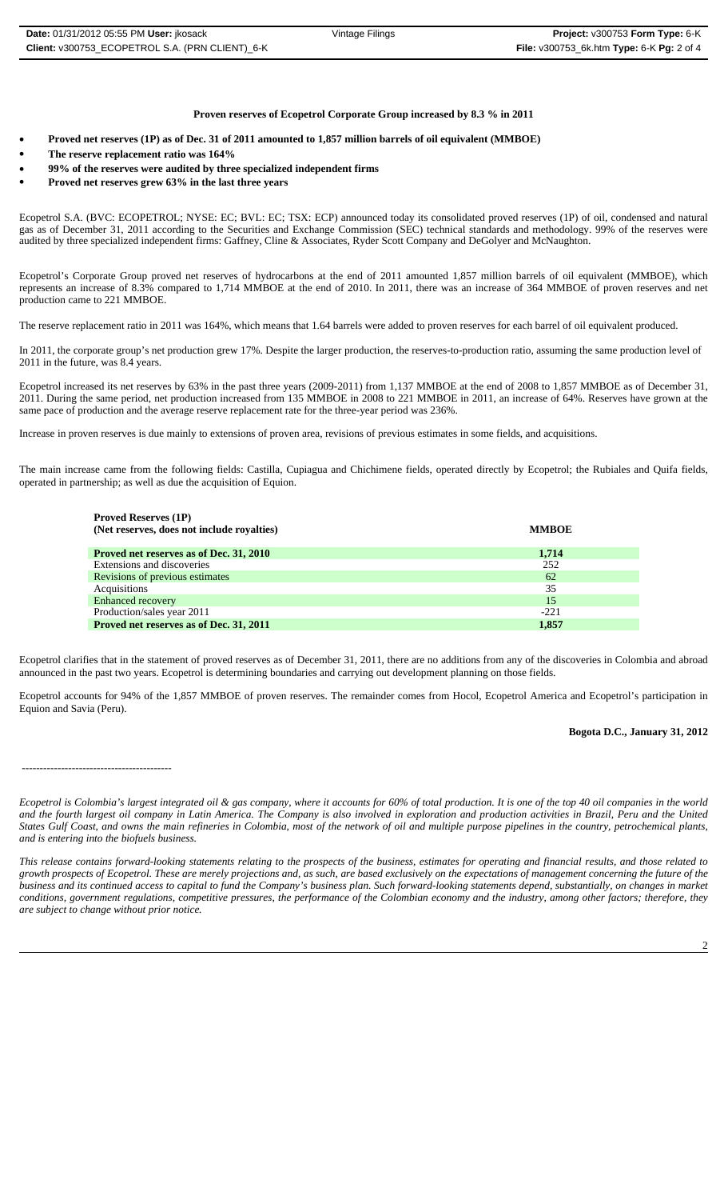**Proven reserves of Ecopetrol Corporate Group increased by 8.3 % in 2011**

- **Proved net reserves (1P) as of Dec. 31 of 2011 amounted to 1,857 million barrels of oil equivalent (MMBOE)**
- **The reserve replacement ratio was 164%**
- **99% of the reserves were audited by three specialized independent firms**
- **Proved net reserves grew 63% in the last three years**

Ecopetrol S.A. (BVC: ECOPETROL; NYSE: EC; BVL: EC; TSX: ECP) announced today its consolidated proved reserves (1P) of oil, condensed and natural gas as of December 31, 2011 according to the Securities and Exchange Commission (SEC) technical standards and methodology. 99% of the reserves were audited by three specialized independent firms: Gaffney, Cline & Associates, Ryder Scott Company and DeGolyer and McNaughton.

Ecopetrol's Corporate Group proved net reserves of hydrocarbons at the end of 2011 amounted 1,857 million barrels of oil equivalent (MMBOE), which represents an increase of 8.3% compared to 1,714 MMBOE at the end of 2010. In 2011, there was an increase of 364 MMBOE of proven reserves and net production came to 221 MMBOE.

The reserve replacement ratio in 2011 was 164%, which means that 1.64 barrels were added to proven reserves for each barrel of oil equivalent produced.

In 2011, the corporate group's net production grew 17%. Despite the larger production, the reserves-to-production ratio, assuming the same production level of 2011 in the future, was 8.4 years.

Ecopetrol increased its net reserves by 63% in the past three years (2009-2011) from 1,137 MMBOE at the end of 2008 to 1,857 MMBOE as of December 31, 2011. During the same period, net production increased from 135 MMBOE in 2008 to 221 MMBOE in 2011, an increase of 64%. Reserves have grown at the same pace of production and the average reserve replacement rate for the three-year period was 236%.

Increase in proven reserves is due mainly to extensions of proven area, revisions of previous estimates in some fields, and acquisitions.

The main increase came from the following fields: Castilla, Cupiagua and Chichimene fields, operated directly by Ecopetrol; the Rubiales and Quifa fields, operated in partnership; as well as due the acquisition of Equion.

| **Proved Reserves (1P)** **(Net reserves, does not include royalties)** | **MMBOE** |
|---|---|
| **Proved net reserves as of Dec. 31, 2010** | **1,714** |
| Extensions and discoveries | 252 |
| Revisions of previous estimates | 62 |
| Acquisitions | 35 |
| Enhanced recovery | 15 |
| Production/sales year 2011 | -221 |
| **Proved net reserves as of Dec. 31, 2011** | **1,857** |

Ecopetrol clarifies that in the statement of proved reserves as of December 31, 2011, there are no additions from any of the discoveries in Colombia and abroad announced in the past two years. Ecopetrol is determining boundaries and carrying out development planning on those fields.

Ecopetrol accounts for 94% of the 1,857 MMBOE of proven reserves. The remainder comes from Hocol, Ecopetrol America and Ecopetrol's participation in Equion and Savia (Peru).

**Bogota D.C., January 31, 2012**

-----------------------------------------

*Ecopetrol is Colombia's largest integrated oil & gas company, where it accounts for 60% of total production. It is one of the top 40 oil companies in the world and the fourth largest oil company in Latin America. The Company is also involved in exploration and production activities in Brazil, Peru and the United States Gulf Coast, and owns the main refineries in Colombia, most of the network of oil and multiple purpose pipelines in the country, petrochemical plants, and is entering into the biofuels business.*

*This release contains forward-looking statements relating to the prospects of the business, estimates for operating and financial results, and those related to growth prospects of Ecopetrol. These are merely projections and, as such, are based exclusively on the expectations of management concerning the future of the business and its continued access to capital to fund the Company's business plan. Such forward-looking statements depend, substantially, on changes in market conditions, government regulations, competitive pressures, the performance of the Colombian economy and the industry, among other factors; therefore, they are subject to change without prior notice.*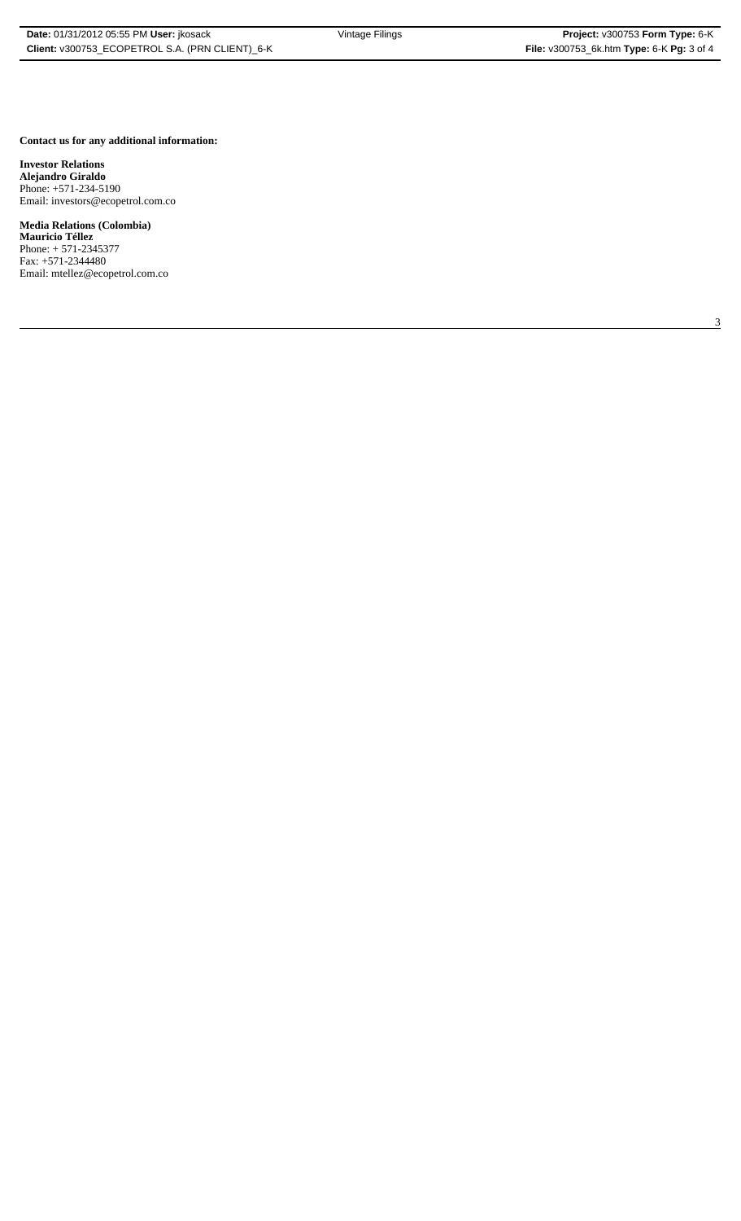**Contact us for any additional information:**

**Investor Relations**
**Alejandro Giraldo**
Phone: +571-234-5190
Email: investors@ecopetrol.com.co

**Media Relations (Colombia)**
**Mauricio Téllez**
Phone: + 571-2345377
Fax: +571-2344480
Email: mtellez@ecopetrol.com.co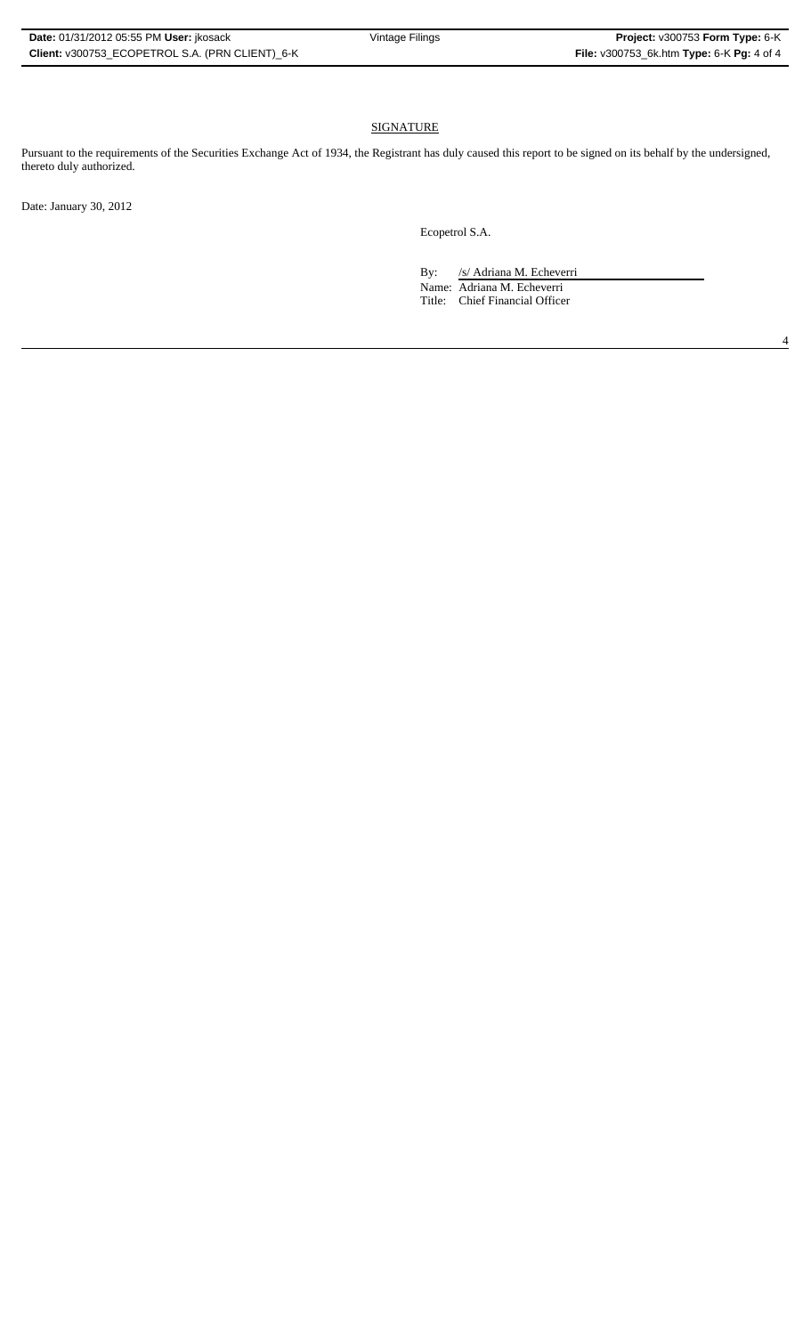## SIGNATURE

Pursuant to the requirements of the Securities Exchange Act of 1934, the Registrant has duly caused this report to be signed on its behalf by the undersigned, thereto duly authorized.

Date: January 30, 2012

Ecopetrol S.A.

By: /s/ Adriana M. Echeverri

Name: Adriana M. Echeverri

Title: Chief Financial Officer